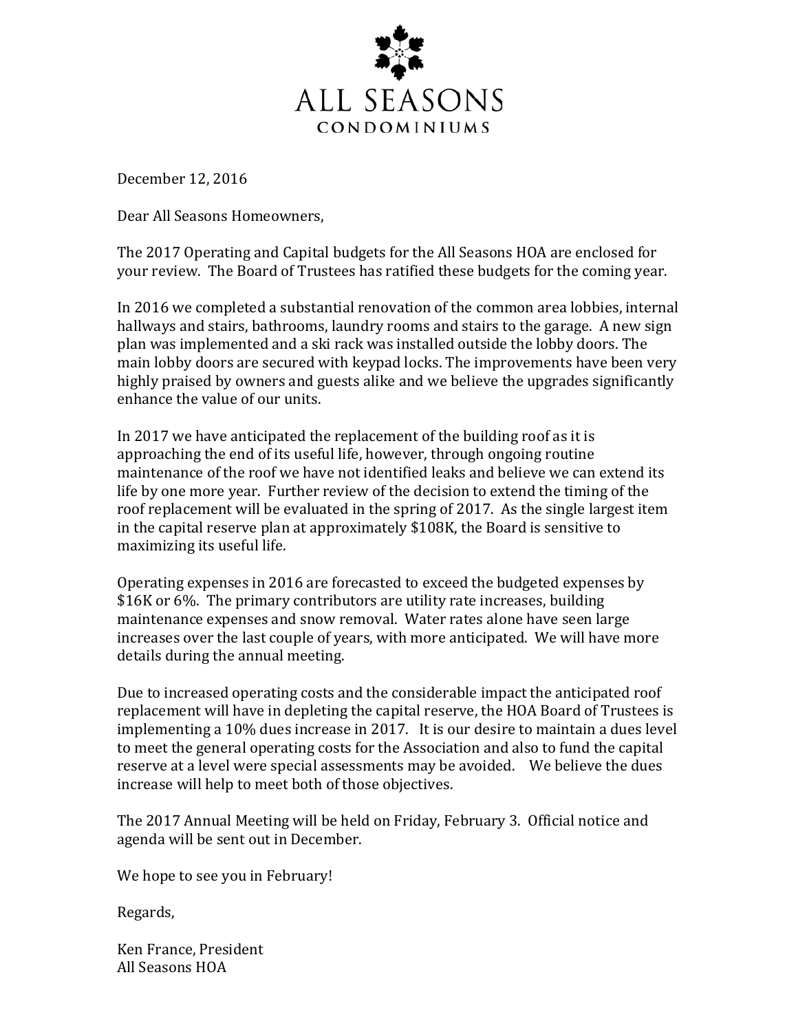# ALL SEASONS
## CONDOMINIUMS

December 12, 2016

Dear All Seasons Homeowners,

The 2017 Operating and Capital budgets for the All Seasons HOA are enclosed for your review. The Board of Trustees has ratified these budgets for the coming year.

In 2016 we completed a substantial renovation of the common area lobbies, internal hallways and stairs, bathrooms, laundry rooms and stairs to the garage. A new sign plan was implemented and a ski rack was installed outside the lobby doors. The main lobby doors are secured with keypad locks. The improvements have been very highly praised by owners and guests alike and we believe the upgrades significantly enhance the value of our units.

In 2017 we have anticipated the replacement of the building roof as it is approaching the end of its useful life, however, through ongoing routine maintenance of the roof we have not identified leaks and believe we can extend its life by one more year. Further review of the decision to extend the timing of the roof replacement will be evaluated in the spring of 2017. As the single largest item in the capital reserve plan at approximately $108K, the Board is sensitive to maximizing its useful life.

Operating expenses in 2016 are forecasted to exceed the budgeted expenses by $16K or 6%. The primary contributors are utility rate increases, building maintenance expenses and snow removal. Water rates alone have seen large increases over the last couple of years, with more anticipated. We will have more details during the annual meeting.

Due to increased operating costs and the considerable impact the anticipated roof replacement will have in depleting the capital reserve, the HOA Board of Trustees is implementing a 10% dues increase in 2017. It is our desire to maintain a dues level to meet the general operating costs for the Association and also to fund the capital reserve at a level were special assessments may be avoided. We believe the dues increase will help to meet both of those objectives.

The 2017 Annual Meeting will be held on Friday, February 3. Official notice and agenda will be sent out in December.

We hope to see you in February!

Regards,

Ken France, President
All Seasons HOA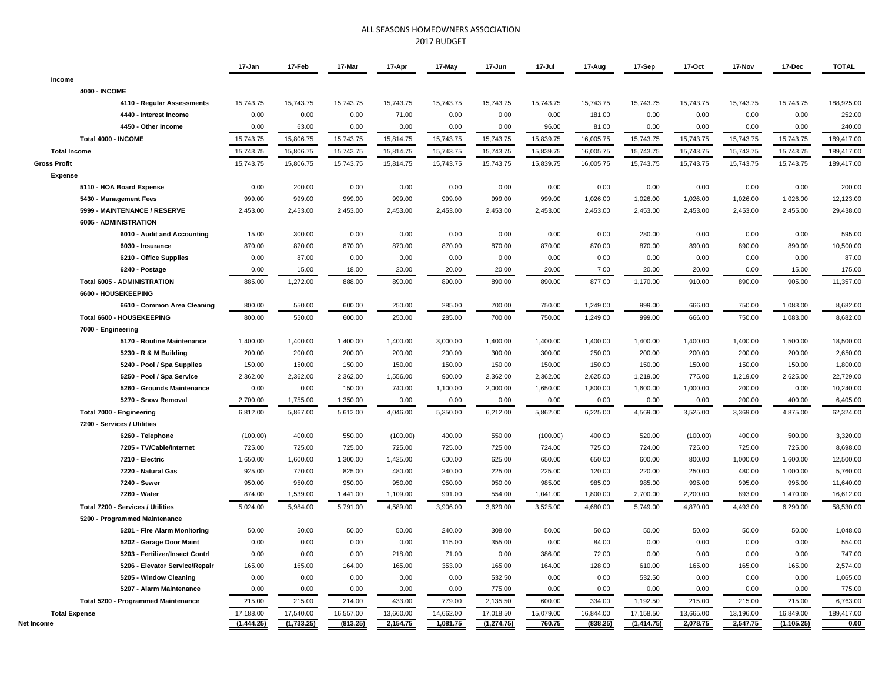# ALL SEASONS HOMEOWNERS ASSOCIATION

## 2017 BUDGET

| | 17-Jan | 17-Feb | 17-Mar | 17-Apr | 17-May | 17-Jun | 17-Jul | 17-Aug | 17-Sep | 17-Oct | 17-Nov | 17-Dec | TOTAL |
|---|---|---|---|---|---|---|---|---|---|---|---|---|---|
| **Income** | | | | | | | | | | | | | |
| **4000 - INCOME** | | | | | | | | | | | | | |
| **4110 - Regular Assessments** | 15,743.75 | 15,743.75 | 15,743.75 | 15,743.75 | 15,743.75 | 15,743.75 | 15,743.75 | 15,743.75 | 15,743.75 | 15,743.75 | 15,743.75 | 15,743.75 | 188,925.00 |
| **4440 - Interest Income** | 0.00 | 0.00 | 0.00 | 71.00 | 0.00 | 0.00 | 0.00 | 181.00 | 0.00 | 0.00 | 0.00 | 0.00 | 252.00 |
| **4450 - Other Income** | 0.00 | 63.00 | 0.00 | 0.00 | 0.00 | 0.00 | 96.00 | 81.00 | 0.00 | 0.00 | 0.00 | 0.00 | 240.00 |
| **Total 4000 - INCOME** | 15,743.75 | 15,806.75 | 15,743.75 | 15,814.75 | 15,743.75 | 15,743.75 | 15,839.75 | 16,005.75 | 15,743.75 | 15,743.75 | 15,743.75 | 15,743.75 | 189,417.00 |
| **Total Income** | 15,743.75 | 15,806.75 | 15,743.75 | 15,814.75 | 15,743.75 | 15,743.75 | 15,839.75 | 16,005.75 | 15,743.75 | 15,743.75 | 15,743.75 | 15,743.75 | 189,417.00 |
| **Gross Profit** | 15,743.75 | 15,806.75 | 15,743.75 | 15,814.75 | 15,743.75 | 15,743.75 | 15,839.75 | 16,005.75 | 15,743.75 | 15,743.75 | 15,743.75 | 15,743.75 | 189,417.00 |
| **Expense** | | | | | | | | | | | | | |
| **5110 - HOA Board Expense** | 0.00 | 200.00 | 0.00 | 0.00 | 0.00 | 0.00 | 0.00 | 0.00 | 0.00 | 0.00 | 0.00 | 0.00 | 200.00 |
| **5430 - Management Fees** | 999.00 | 999.00 | 999.00 | 999.00 | 999.00 | 999.00 | 999.00 | 1,026.00 | 1,026.00 | 1,026.00 | 1,026.00 | 1,026.00 | 12,123.00 |
| **5999 - MAINTENANCE / RESERVE** | 2,453.00 | 2,453.00 | 2,453.00 | 2,453.00 | 2,453.00 | 2,453.00 | 2,453.00 | 2,453.00 | 2,453.00 | 2,453.00 | 2,453.00 | 2,455.00 | 29,438.00 |
| **6005 - ADMINISTRATION** | | | | | | | | | | | | | |
| **6010 - Audit and Accounting** | 15.00 | 300.00 | 0.00 | 0.00 | 0.00 | 0.00 | 0.00 | 0.00 | 280.00 | 0.00 | 0.00 | 0.00 | 595.00 |
| **6030 - Insurance** | 870.00 | 870.00 | 870.00 | 870.00 | 870.00 | 870.00 | 870.00 | 870.00 | 870.00 | 890.00 | 890.00 | 890.00 | 10,500.00 |
| **6210 - Office Supplies** | 0.00 | 87.00 | 0.00 | 0.00 | 0.00 | 0.00 | 0.00 | 0.00 | 0.00 | 0.00 | 0.00 | 0.00 | 87.00 |
| **6240 - Postage** | 0.00 | 15.00 | 18.00 | 20.00 | 20.00 | 20.00 | 20.00 | 7.00 | 20.00 | 20.00 | 0.00 | 15.00 | 175.00 |
| **Total 6005 - ADMINISTRATION** | 885.00 | 1,272.00 | 888.00 | 890.00 | 890.00 | 890.00 | 890.00 | 877.00 | 1,170.00 | 910.00 | 890.00 | 905.00 | 11,357.00 |
| **6600 - HOUSEKEEPING** | | | | | | | | | | | | | |
| **6610 - Common Area Cleaning** | 800.00 | 550.00 | 600.00 | 250.00 | 285.00 | 700.00 | 750.00 | 1,249.00 | 999.00 | 666.00 | 750.00 | 1,083.00 | 8,682.00 |
| **Total 6600 - HOUSEKEEPING** | 800.00 | 550.00 | 600.00 | 250.00 | 285.00 | 700.00 | 750.00 | 1,249.00 | 999.00 | 666.00 | 750.00 | 1,083.00 | 8,682.00 |
| **7000 - Engineering** | | | | | | | | | | | | | |
| **5170 - Routine Maintenance** | 1,400.00 | 1,400.00 | 1,400.00 | 1,400.00 | 3,000.00 | 1,400.00 | 1,400.00 | 1,400.00 | 1,400.00 | 1,400.00 | 1,400.00 | 1,500.00 | 18,500.00 |
| **5230 - R & M Building** | 200.00 | 200.00 | 200.00 | 200.00 | 200.00 | 300.00 | 300.00 | 250.00 | 200.00 | 200.00 | 200.00 | 200.00 | 2,650.00 |
| **5240 - Pool / Spa Supplies** | 150.00 | 150.00 | 150.00 | 150.00 | 150.00 | 150.00 | 150.00 | 150.00 | 150.00 | 150.00 | 150.00 | 150.00 | 1,800.00 |
| **5250 - Pool / Spa Service** | 2,362.00 | 2,362.00 | 2,362.00 | 1,556.00 | 900.00 | 2,362.00 | 2,362.00 | 2,625.00 | 1,219.00 | 775.00 | 1,219.00 | 2,625.00 | 22,729.00 |
| **5260 - Grounds Maintenance** | 0.00 | 0.00 | 150.00 | 740.00 | 1,100.00 | 2,000.00 | 1,650.00 | 1,800.00 | 1,600.00 | 1,000.00 | 200.00 | 0.00 | 10,240.00 |
| **5270 - Snow Removal** | 2,700.00 | 1,755.00 | 1,350.00 | 0.00 | 0.00 | 0.00 | 0.00 | 0.00 | 0.00 | 0.00 | 200.00 | 400.00 | 6,405.00 |
| **Total 7000 - Engineering** | 6,812.00 | 5,867.00 | 5,612.00 | 4,046.00 | 5,350.00 | 6,212.00 | 5,862.00 | 6,225.00 | 4,569.00 | 3,525.00 | 3,369.00 | 4,875.00 | 62,324.00 |
| **7200 - Services / Utilities** | | | | | | | | | | | | | |
| **6260 - Telephone** | (100.00) | 400.00 | 550.00 | (100.00) | 400.00 | 550.00 | (100.00) | 400.00 | 520.00 | (100.00) | 400.00 | 500.00 | 3,320.00 |
| **7205 - TV/Cable/Internet** | 725.00 | 725.00 | 725.00 | 725.00 | 725.00 | 725.00 | 724.00 | 725.00 | 724.00 | 725.00 | 725.00 | 725.00 | 8,698.00 |
| **7210 - Electric** | 1,650.00 | 1,600.00 | 1,300.00 | 1,425.00 | 600.00 | 625.00 | 650.00 | 650.00 | 600.00 | 800.00 | 1,000.00 | 1,600.00 | 12,500.00 |
| **7220 - Natural Gas** | 925.00 | 770.00 | 825.00 | 480.00 | 240.00 | 225.00 | 225.00 | 120.00 | 220.00 | 250.00 | 480.00 | 1,000.00 | 5,760.00 |
| **7240 - Sewer** | 950.00 | 950.00 | 950.00 | 950.00 | 950.00 | 950.00 | 985.00 | 985.00 | 985.00 | 995.00 | 995.00 | 995.00 | 11,640.00 |
| **7260 - Water** | 874.00 | 1,539.00 | 1,441.00 | 1,109.00 | 991.00 | 554.00 | 1,041.00 | 1,800.00 | 2,700.00 | 2,200.00 | 893.00 | 1,470.00 | 16,612.00 |
| **Total 7200 - Services / Utilities** | 5,024.00 | 5,984.00 | 5,791.00 | 4,589.00 | 3,906.00 | 3,629.00 | 3,525.00 | 4,680.00 | 5,749.00 | 4,870.00 | 4,493.00 | 6,290.00 | 58,530.00 |
| **5200 - Programmed Maintenance** | | | | | | | | | | | | | |
| **5201 - Fire Alarm Monitoring** | 50.00 | 50.00 | 50.00 | 50.00 | 240.00 | 308.00 | 50.00 | 50.00 | 50.00 | 50.00 | 50.00 | 50.00 | 1,048.00 |
| **5202 - Garage Door Maint** | 0.00 | 0.00 | 0.00 | 0.00 | 115.00 | 355.00 | 0.00 | 84.00 | 0.00 | 0.00 | 0.00 | 0.00 | 554.00 |
| **5203 - Fertilizer/Insect Contrl** | 0.00 | 0.00 | 0.00 | 218.00 | 71.00 | 0.00 | 386.00 | 72.00 | 0.00 | 0.00 | 0.00 | 0.00 | 747.00 |
| **5206 - Elevator Service/Repair** | 165.00 | 165.00 | 164.00 | 165.00 | 353.00 | 165.00 | 164.00 | 128.00 | 610.00 | 165.00 | 165.00 | 165.00 | 2,574.00 |
| **5205 - Window Cleaning** | 0.00 | 0.00 | 0.00 | 0.00 | 0.00 | 532.50 | 0.00 | 0.00 | 532.50 | 0.00 | 0.00 | 0.00 | 1,065.00 |
| **5207 - Alarm Maintenance** | 0.00 | 0.00 | 0.00 | 0.00 | 0.00 | 775.00 | 0.00 | 0.00 | 0.00 | 0.00 | 0.00 | 0.00 | 775.00 |
| **Total 5200 - Programmed Maintenance** | 215.00 | 215.00 | 214.00 | 433.00 | 779.00 | 2,135.50 | 600.00 | 334.00 | 1,192.50 | 215.00 | 215.00 | 215.00 | 6,763.00 |
| **Total Expense** | 17,188.00 | 17,540.00 | 16,557.00 | 13,660.00 | 14,662.00 | 17,018.50 | 15,079.00 | 16,844.00 | 17,158.50 | 13,665.00 | 13,196.00 | 16,849.00 | 189,417.00 |
| **Net Income** | **(1,444.25)** | **(1,733.25)** | **(813.25)** | **2,154.75** | **1,081.75** | **(1,274.75)** | **760.75** | **(838.25)** | **(1,414.75)** | **2,078.75** | **2,547.75** | **(1,105.25)** | **0.00** |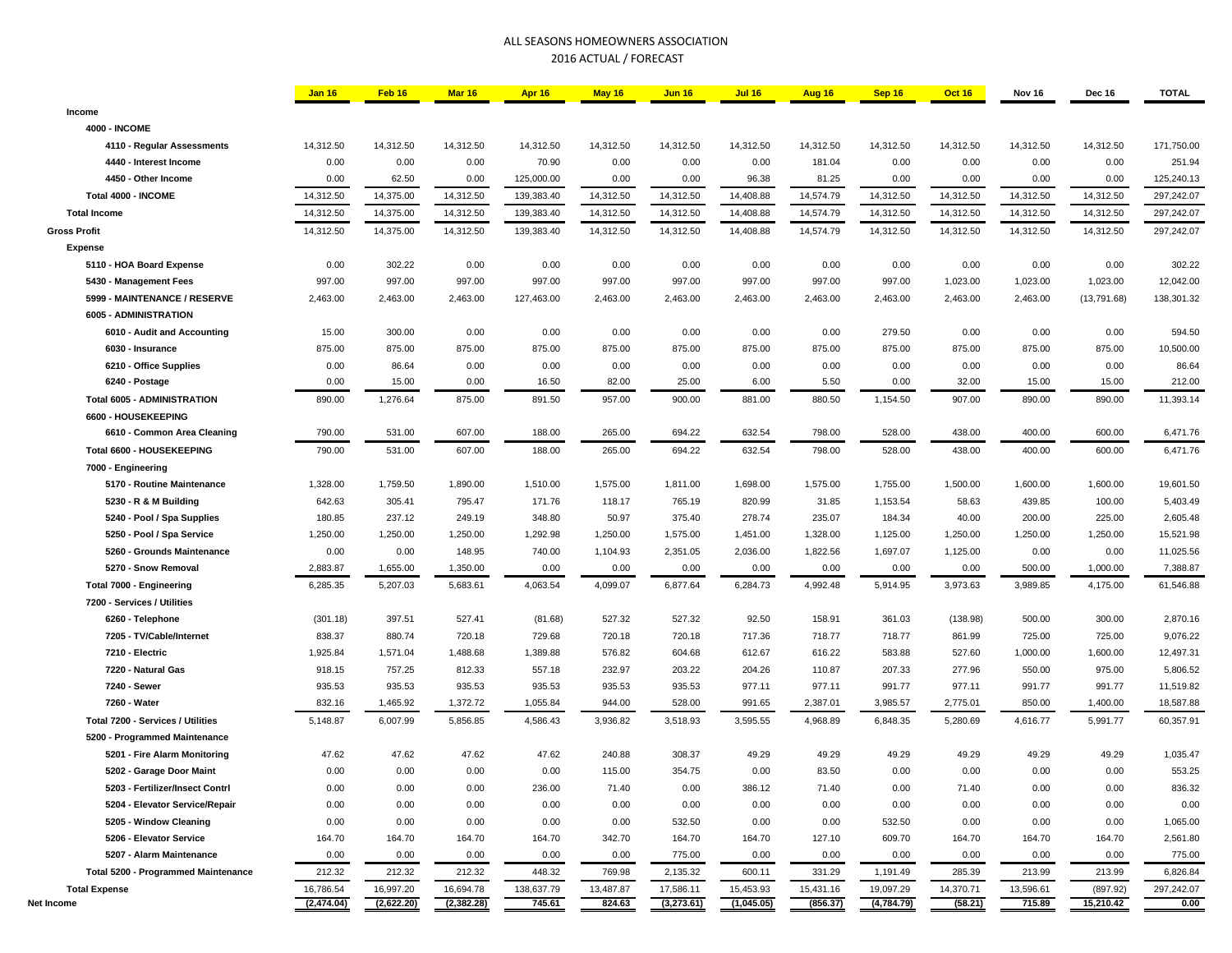# ALL SEASONS HOMEOWNERS ASSOCIATION

## 2016 ACTUAL / FORECAST

| | Jan 16 | Feb 16 | Mar 16 | Apr 16 | May 16 | Jun 16 | Jul 16 | Aug 16 | Sep 16 | Oct 16 | Nov 16 | Dec 16 | TOTAL |
|---|---|---|---|---|---|---|---|---|---|---|---|---|---|
| **Income** | | | | | | | | | | | | | |
| **4000 - INCOME** | | | | | | | | | | | | | |
| **4110 - Regular Assessments** | 14,312.50 | 14,312.50 | 14,312.50 | 14,312.50 | 14,312.50 | 14,312.50 | 14,312.50 | 14,312.50 | 14,312.50 | 14,312.50 | 14,312.50 | 14,312.50 | 171,750.00 |
| **4440 - Interest Income** | 0.00 | 0.00 | 0.00 | 70.90 | 0.00 | 0.00 | 0.00 | 181.04 | 0.00 | 0.00 | 0.00 | 0.00 | 251.94 |
| **4450 - Other Income** | 0.00 | 62.50 | 0.00 | 125,000.00 | 0.00 | 0.00 | 96.38 | 81.25 | 0.00 | 0.00 | 0.00 | 0.00 | 125,240.13 |
| **Total 4000 - INCOME** | 14,312.50 | 14,375.00 | 14,312.50 | 139,383.40 | 14,312.50 | 14,312.50 | 14,408.88 | 14,574.79 | 14,312.50 | 14,312.50 | 14,312.50 | 14,312.50 | 297,242.07 |
| **Total Income** | 14,312.50 | 14,375.00 | 14,312.50 | 139,383.40 | 14,312.50 | 14,312.50 | 14,408.88 | 14,574.79 | 14,312.50 | 14,312.50 | 14,312.50 | 14,312.50 | 297,242.07 |
| **Gross Profit** | 14,312.50 | 14,375.00 | 14,312.50 | 139,383.40 | 14,312.50 | 14,312.50 | 14,408.88 | 14,574.79 | 14,312.50 | 14,312.50 | 14,312.50 | 14,312.50 | 297,242.07 |
| **Expense** | | | | | | | | | | | | | |
| **5110 - HOA Board Expense** | 0.00 | 302.22 | 0.00 | 0.00 | 0.00 | 0.00 | 0.00 | 0.00 | 0.00 | 0.00 | 0.00 | 0.00 | 302.22 |
| **5430 - Management Fees** | 997.00 | 997.00 | 997.00 | 997.00 | 997.00 | 997.00 | 997.00 | 997.00 | 997.00 | 1,023.00 | 1,023.00 | 1,023.00 | 12,042.00 |
| **5999 - MAINTENANCE / RESERVE** | 2,463.00 | 2,463.00 | 2,463.00 | 127,463.00 | 2,463.00 | 2,463.00 | 2,463.00 | 2,463.00 | 2,463.00 | 2,463.00 | 2,463.00 | (13,791.68) | 138,301.32 |
| **6005 - ADMINISTRATION** | | | | | | | | | | | | | |
| **6010 - Audit and Accounting** | 15.00 | 300.00 | 0.00 | 0.00 | 0.00 | 0.00 | 0.00 | 0.00 | 279.50 | 0.00 | 0.00 | 0.00 | 594.50 |
| **6030 - Insurance** | 875.00 | 875.00 | 875.00 | 875.00 | 875.00 | 875.00 | 875.00 | 875.00 | 875.00 | 875.00 | 875.00 | 875.00 | 10,500.00 |
| **6210 - Office Supplies** | 0.00 | 86.64 | 0.00 | 0.00 | 0.00 | 0.00 | 0.00 | 0.00 | 0.00 | 0.00 | 0.00 | 0.00 | 86.64 |
| **6240 - Postage** | 0.00 | 15.00 | 0.00 | 16.50 | 82.00 | 25.00 | 6.00 | 5.50 | 0.00 | 32.00 | 15.00 | 15.00 | 212.00 |
| **Total 6005 - ADMINISTRATION** | 890.00 | 1,276.64 | 875.00 | 891.50 | 957.00 | 900.00 | 881.00 | 880.50 | 1,154.50 | 907.00 | 890.00 | 890.00 | 11,393.14 |
| **6600 - HOUSEKEEPING** | | | | | | | | | | | | | |
| **6610 - Common Area Cleaning** | 790.00 | 531.00 | 607.00 | 188.00 | 265.00 | 694.22 | 632.54 | 798.00 | 528.00 | 438.00 | 400.00 | 600.00 | 6,471.76 |
| **Total 6600 - HOUSEKEEPING** | 790.00 | 531.00 | 607.00 | 188.00 | 265.00 | 694.22 | 632.54 | 798.00 | 528.00 | 438.00 | 400.00 | 600.00 | 6,471.76 |
| **7000 - Engineering** | | | | | | | | | | | | | |
| **5170 - Routine Maintenance** | 1,328.00 | 1,759.50 | 1,890.00 | 1,510.00 | 1,575.00 | 1,811.00 | 1,698.00 | 1,575.00 | 1,755.00 | 1,500.00 | 1,600.00 | 1,600.00 | 19,601.50 |
| **5230 - R & M Building** | 642.63 | 305.41 | 795.47 | 171.76 | 118.17 | 765.19 | 820.99 | 31.85 | 1,153.54 | 58.63 | 439.85 | 100.00 | 5,403.49 |
| **5240 - Pool / Spa Supplies** | 180.85 | 237.12 | 249.19 | 348.80 | 50.97 | 375.40 | 278.74 | 235.07 | 184.34 | 40.00 | 200.00 | 225.00 | 2,605.48 |
| **5250 - Pool / Spa Service** | 1,250.00 | 1,250.00 | 1,250.00 | 1,292.98 | 1,250.00 | 1,575.00 | 1,451.00 | 1,328.00 | 1,125.00 | 1,250.00 | 1,250.00 | 1,250.00 | 15,521.98 |
| **5260 - Grounds Maintenance** | 0.00 | 0.00 | 148.95 | 740.00 | 1,104.93 | 2,351.05 | 2,036.00 | 1,822.56 | 1,697.07 | 1,125.00 | 0.00 | 0.00 | 11,025.56 |
| **5270 - Snow Removal** | 2,883.87 | 1,655.00 | 1,350.00 | 0.00 | 0.00 | 0.00 | 0.00 | 0.00 | 0.00 | 0.00 | 500.00 | 1,000.00 | 7,388.87 |
| **Total 7000 - Engineering** | 6,285.35 | 5,207.03 | 5,683.61 | 4,063.54 | 4,099.07 | 6,877.64 | 6,284.73 | 4,992.48 | 5,914.95 | 3,973.63 | 3,989.85 | 4,175.00 | 61,546.88 |
| **7200 - Services / Utilities** | | | | | | | | | | | | | |
| **6260 - Telephone** | (301.18) | 397.51 | 527.41 | (81.68) | 527.32 | 527.32 | 92.50 | 158.91 | 361.03 | (138.98) | 500.00 | 300.00 | 2,870.16 |
| **7205 - TV/Cable/Internet** | 838.37 | 880.74 | 720.18 | 729.68 | 720.18 | 720.18 | 717.36 | 718.77 | 718.77 | 861.99 | 725.00 | 725.00 | 9,076.22 |
| **7210 - Electric** | 1,925.84 | 1,571.04 | 1,488.68 | 1,389.88 | 576.82 | 604.68 | 612.67 | 616.22 | 583.88 | 527.60 | 1,000.00 | 1,600.00 | 12,497.31 |
| **7220 - Natural Gas** | 918.15 | 757.25 | 812.33 | 557.18 | 232.97 | 203.22 | 204.26 | 110.87 | 207.33 | 277.96 | 550.00 | 975.00 | 5,806.52 |
| **7240 - Sewer** | 935.53 | 935.53 | 935.53 | 935.53 | 935.53 | 935.53 | 977.11 | 977.11 | 991.77 | 977.11 | 991.77 | 991.77 | 11,519.82 |
| **7260 - Water** | 832.16 | 1,465.92 | 1,372.72 | 1,055.84 | 944.00 | 528.00 | 991.65 | 2,387.01 | 3,985.57 | 2,775.01 | 850.00 | 1,400.00 | 18,587.88 |
| **Total 7200 - Services / Utilities** | 5,148.87 | 6,007.99 | 5,856.85 | 4,586.43 | 3,936.82 | 3,518.93 | 3,595.55 | 4,968.89 | 6,848.35 | 5,280.69 | 4,616.77 | 5,991.77 | 60,357.91 |
| **5200 - Programmed Maintenance** | | | | | | | | | | | | | |
| **5201 - Fire Alarm Monitoring** | 47.62 | 47.62 | 47.62 | 47.62 | 240.88 | 308.37 | 49.29 | 49.29 | 49.29 | 49.29 | 49.29 | 49.29 | 1,035.47 |
| **5202 - Garage Door Maint** | 0.00 | 0.00 | 0.00 | 0.00 | 115.00 | 354.75 | 0.00 | 83.50 | 0.00 | 0.00 | 0.00 | 0.00 | 553.25 |
| **5203 - Fertilizer/Insect Contrl** | 0.00 | 0.00 | 0.00 | 236.00 | 71.40 | 0.00 | 386.12 | 71.40 | 0.00 | 71.40 | 0.00 | 0.00 | 836.32 |
| **5204 - Elevator Service/Repair** | 0.00 | 0.00 | 0.00 | 0.00 | 0.00 | 0.00 | 0.00 | 0.00 | 0.00 | 0.00 | 0.00 | 0.00 | 0.00 |
| **5205 - Window Cleaning** | 0.00 | 0.00 | 0.00 | 0.00 | 0.00 | 532.50 | 0.00 | 0.00 | 532.50 | 0.00 | 0.00 | 0.00 | 1,065.00 |
| **5206 - Elevator Service** | 164.70 | 164.70 | 164.70 | 164.70 | 342.70 | 164.70 | 164.70 | 127.10 | 609.70 | 164.70 | 164.70 | 164.70 | 2,561.80 |
| **5207 - Alarm Maintenance** | 0.00 | 0.00 | 0.00 | 0.00 | 0.00 | 775.00 | 0.00 | 0.00 | 0.00 | 0.00 | 0.00 | 0.00 | 775.00 |
| **Total 5200 - Programmed Maintenance** | 212.32 | 212.32 | 212.32 | 448.32 | 769.98 | 2,135.32 | 600.11 | 331.29 | 1,191.49 | 285.39 | 213.99 | 213.99 | 6,826.84 |
| **Total Expense** | 16,786.54 | 16,997.20 | 16,694.78 | 138,637.79 | 13,487.87 | 17,586.11 | 15,453.93 | 15,431.16 | 19,097.29 | 14,370.71 | 13,596.61 | (897.92) | 297,242.07 |
| **Net Income** | **(2,474.04)** | **(2,622.20)** | **(2,382.28)** | **745.61** | **824.63** | **(3,273.61)** | **(1,045.05)** | **(856.37)** | **(4,784.79)** | **(58.21)** | **715.89** | **15,210.42** | **0.00** |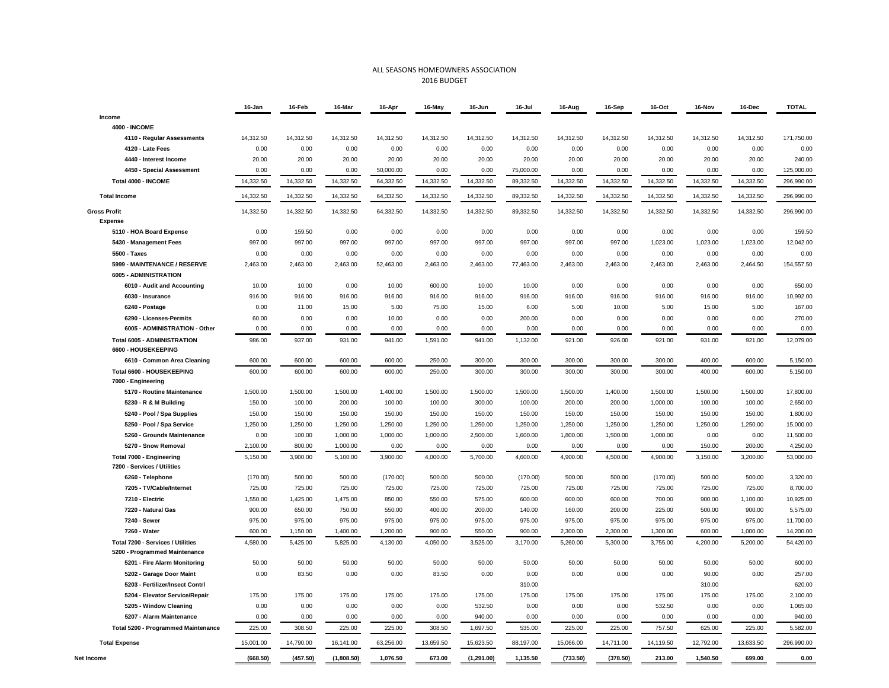# ALL SEASONS HOMEOWNERS ASSOCIATION

## 2016 BUDGET

| | 16-Jan | 16-Feb | 16-Mar | 16-Apr | 16-May | 16-Jun | 16-Jul | 16-Aug | 16-Sep | 16-Oct | 16-Nov | 16-Dec | TOTAL |
|---|---|---|---|---|---|---|---|---|---|---|---|---|---|
| **Income** | | | | | | | | | | | | | |
| **4000 - INCOME** | | | | | | | | | | | | | |
| 4110 - Regular Assessments | 14,312.50 | 14,312.50 | 14,312.50 | 14,312.50 | 14,312.50 | 14,312.50 | 14,312.50 | 14,312.50 | 14,312.50 | 14,312.50 | 14,312.50 | 14,312.50 | 171,750.00 |
| 4120 - Late Fees | 0.00 | 0.00 | 0.00 | 0.00 | 0.00 | 0.00 | 0.00 | 0.00 | 0.00 | 0.00 | 0.00 | 0.00 | 0.00 |
| 4440 - Interest Income | 20.00 | 20.00 | 20.00 | 20.00 | 20.00 | 20.00 | 20.00 | 20.00 | 20.00 | 20.00 | 20.00 | 20.00 | 240.00 |
| 4450 - Special Assessment | 0.00 | 0.00 | 0.00 | 50,000.00 | 0.00 | 0.00 | 75,000.00 | 0.00 | 0.00 | 0.00 | 0.00 | 0.00 | 125,000.00 |
| **Total 4000 - INCOME** | 14,332.50 | 14,332.50 | 14,332.50 | 64,332.50 | 14,332.50 | 14,332.50 | 89,332.50 | 14,332.50 | 14,332.50 | 14,332.50 | 14,332.50 | 14,332.50 | 296,990.00 |
| **Total Income** | 14,332.50 | 14,332.50 | 14,332.50 | 64,332.50 | 14,332.50 | 14,332.50 | 89,332.50 | 14,332.50 | 14,332.50 | 14,332.50 | 14,332.50 | 14,332.50 | 296,990.00 |
| **Gross Profit** | 14,332.50 | 14,332.50 | 14,332.50 | 64,332.50 | 14,332.50 | 14,332.50 | 89,332.50 | 14,332.50 | 14,332.50 | 14,332.50 | 14,332.50 | 14,332.50 | 296,990.00 |
| **Expense** | | | | | | | | | | | | | |
| 5110 - HOA Board Expense | 0.00 | 159.50 | 0.00 | 0.00 | 0.00 | 0.00 | 0.00 | 0.00 | 0.00 | 0.00 | 0.00 | 0.00 | 159.50 |
| 5430 - Management Fees | 997.00 | 997.00 | 997.00 | 997.00 | 997.00 | 997.00 | 997.00 | 997.00 | 997.00 | 1,023.00 | 1,023.00 | 1,023.00 | 12,042.00 |
| 5500 - Taxes | 0.00 | 0.00 | 0.00 | 0.00 | 0.00 | 0.00 | 0.00 | 0.00 | 0.00 | 0.00 | 0.00 | 0.00 | 0.00 |
| 5999 - MAINTENANCE / RESERVE | 2,463.00 | 2,463.00 | 2,463.00 | 52,463.00 | 2,463.00 | 2,463.00 | 77,463.00 | 2,463.00 | 2,463.00 | 2,463.00 | 2,463.00 | 2,464.50 | 154,557.50 |
| **6005 - ADMINISTRATION** | | | | | | | | | | | | | |
| 6010 - Audit and Accounting | 10.00 | 10.00 | 0.00 | 10.00 | 600.00 | 10.00 | 10.00 | 0.00 | 0.00 | 0.00 | 0.00 | 0.00 | 650.00 |
| 6030 - Insurance | 916.00 | 916.00 | 916.00 | 916.00 | 916.00 | 916.00 | 916.00 | 916.00 | 916.00 | 916.00 | 916.00 | 916.00 | 10,992.00 |
| 6240 - Postage | 0.00 | 11.00 | 15.00 | 5.00 | 75.00 | 15.00 | 6.00 | 5.00 | 10.00 | 5.00 | 15.00 | 5.00 | 167.00 |
| 6290 - Licenses-Permits | 60.00 | 0.00 | 0.00 | 10.00 | 0.00 | 0.00 | 200.00 | 0.00 | 0.00 | 0.00 | 0.00 | 0.00 | 270.00 |
| 6005 - ADMINISTRATION - Other | 0.00 | 0.00 | 0.00 | 0.00 | 0.00 | 0.00 | 0.00 | 0.00 | 0.00 | 0.00 | 0.00 | 0.00 | 0.00 |
| **Total 6005 - ADMINISTRATION** | 986.00 | 937.00 | 931.00 | 941.00 | 1,591.00 | 941.00 | 1,132.00 | 921.00 | 926.00 | 921.00 | 931.00 | 921.00 | 12,079.00 |
| **6600 - HOUSEKEEPING** | | | | | | | | | | | | | |
| 6610 - Common Area Cleaning | 600.00 | 600.00 | 600.00 | 600.00 | 250.00 | 300.00 | 300.00 | 300.00 | 300.00 | 300.00 | 400.00 | 600.00 | 5,150.00 |
| **Total 6600 - HOUSEKEEPING** | 600.00 | 600.00 | 600.00 | 600.00 | 250.00 | 300.00 | 300.00 | 300.00 | 300.00 | 300.00 | 400.00 | 600.00 | 5,150.00 |
| **7000 - Engineering** | | | | | | | | | | | | | |
| 5170 - Routine Maintenance | 1,500.00 | 1,500.00 | 1,500.00 | 1,400.00 | 1,500.00 | 1,500.00 | 1,500.00 | 1,500.00 | 1,400.00 | 1,500.00 | 1,500.00 | 1,500.00 | 17,800.00 |
| 5230 - R & M Building | 150.00 | 100.00 | 200.00 | 100.00 | 100.00 | 300.00 | 100.00 | 200.00 | 200.00 | 1,000.00 | 100.00 | 100.00 | 2,650.00 |
| 5240 - Pool / Spa Supplies | 150.00 | 150.00 | 150.00 | 150.00 | 150.00 | 150.00 | 150.00 | 150.00 | 150.00 | 150.00 | 150.00 | 150.00 | 1,800.00 |
| 5250 - Pool / Spa Service | 1,250.00 | 1,250.00 | 1,250.00 | 1,250.00 | 1,250.00 | 1,250.00 | 1,250.00 | 1,250.00 | 1,250.00 | 1,250.00 | 1,250.00 | 1,250.00 | 15,000.00 |
| 5260 - Grounds Maintenance | 0.00 | 100.00 | 1,000.00 | 1,000.00 | 1,000.00 | 2,500.00 | 1,600.00 | 1,800.00 | 1,500.00 | 1,000.00 | 0.00 | 0.00 | 11,500.00 |
| 5270 - Snow Removal | 2,100.00 | 800.00 | 1,000.00 | 0.00 | 0.00 | 0.00 | 0.00 | 0.00 | 0.00 | 0.00 | 150.00 | 200.00 | 4,250.00 |
| **Total 7000 - Engineering** | 5,150.00 | 3,900.00 | 5,100.00 | 3,900.00 | 4,000.00 | 5,700.00 | 4,600.00 | 4,900.00 | 4,500.00 | 4,900.00 | 3,150.00 | 3,200.00 | 53,000.00 |
| **7200 - Services / Utilities** | | | | | | | | | | | | | |
| 6260 - Telephone | (170.00) | 500.00 | 500.00 | (170.00) | 500.00 | 500.00 | (170.00) | 500.00 | 500.00 | (170.00) | 500.00 | 500.00 | 3,320.00 |
| 7205 - TV/Cable/Internet | 725.00 | 725.00 | 725.00 | 725.00 | 725.00 | 725.00 | 725.00 | 725.00 | 725.00 | 725.00 | 725.00 | 725.00 | 8,700.00 |
| 7210 - Electric | 1,550.00 | 1,425.00 | 1,475.00 | 850.00 | 550.00 | 575.00 | 600.00 | 600.00 | 600.00 | 700.00 | 900.00 | 1,100.00 | 10,925.00 |
| 7220 - Natural Gas | 900.00 | 650.00 | 750.00 | 550.00 | 400.00 | 200.00 | 140.00 | 160.00 | 200.00 | 225.00 | 500.00 | 900.00 | 5,575.00 |
| 7240 - Sewer | 975.00 | 975.00 | 975.00 | 975.00 | 975.00 | 975.00 | 975.00 | 975.00 | 975.00 | 975.00 | 975.00 | 975.00 | 11,700.00 |
| 7260 - Water | 600.00 | 1,150.00 | 1,400.00 | 1,200.00 | 900.00 | 550.00 | 900.00 | 2,300.00 | 2,300.00 | 1,300.00 | 600.00 | 1,000.00 | 14,200.00 |
| **Total 7200 - Services / Utilities** | 4,580.00 | 5,425.00 | 5,825.00 | 4,130.00 | 4,050.00 | 3,525.00 | 3,170.00 | 5,260.00 | 5,300.00 | 3,755.00 | 4,200.00 | 5,200.00 | 54,420.00 |
| **5200 - Programmed Maintenance** | | | | | | | | | | | | | |
| 5201 - Fire Alarm Monitoring | 50.00 | 50.00 | 50.00 | 50.00 | 50.00 | 50.00 | 50.00 | 50.00 | 50.00 | 50.00 | 50.00 | 50.00 | 600.00 |
| 5202 - Garage Door Maint | 0.00 | 83.50 | 0.00 | 0.00 | 83.50 | 0.00 | 0.00 | 0.00 | 0.00 | 0.00 | 90.00 | 0.00 | 257.00 |
| 5203 - Fertilizer/Insect Contrl | | | | | | | 310.00 | | | | 310.00 | | 620.00 |
| 5204 - Elevator Service/Repair | 175.00 | 175.00 | 175.00 | 175.00 | 175.00 | 175.00 | 175.00 | 175.00 | 175.00 | 175.00 | 175.00 | 175.00 | 2,100.00 |
| 5205 - Window Cleaning | 0.00 | 0.00 | 0.00 | 0.00 | 0.00 | 532.50 | 0.00 | 0.00 | 0.00 | 532.50 | 0.00 | 0.00 | 1,065.00 |
| 5207 - Alarm Maintenance | 0.00 | 0.00 | 0.00 | 0.00 | 0.00 | 940.00 | 0.00 | 0.00 | 0.00 | 0.00 | 0.00 | 0.00 | 940.00 |
| **Total 5200 - Programmed Maintenance** | 225.00 | 308.50 | 225.00 | 225.00 | 308.50 | 1,697.50 | 535.00 | 225.00 | 225.00 | 757.50 | 625.00 | 225.00 | 5,582.00 |
| **Total Expense** | 15,001.00 | 14,790.00 | 16,141.00 | 63,256.00 | 13,659.50 | 15,623.50 | 88,197.00 | 15,066.00 | 14,711.00 | 14,119.50 | 12,792.00 | 13,633.50 | 296,990.00 |
| **Net Income** | (668.50) | (457.50) | (1,808.50) | 1,076.50 | 673.00 | (1,291.00) | 1,135.50 | (733.50) | (378.50) | 213.00 | 1,540.50 | 699.00 | 0.00 |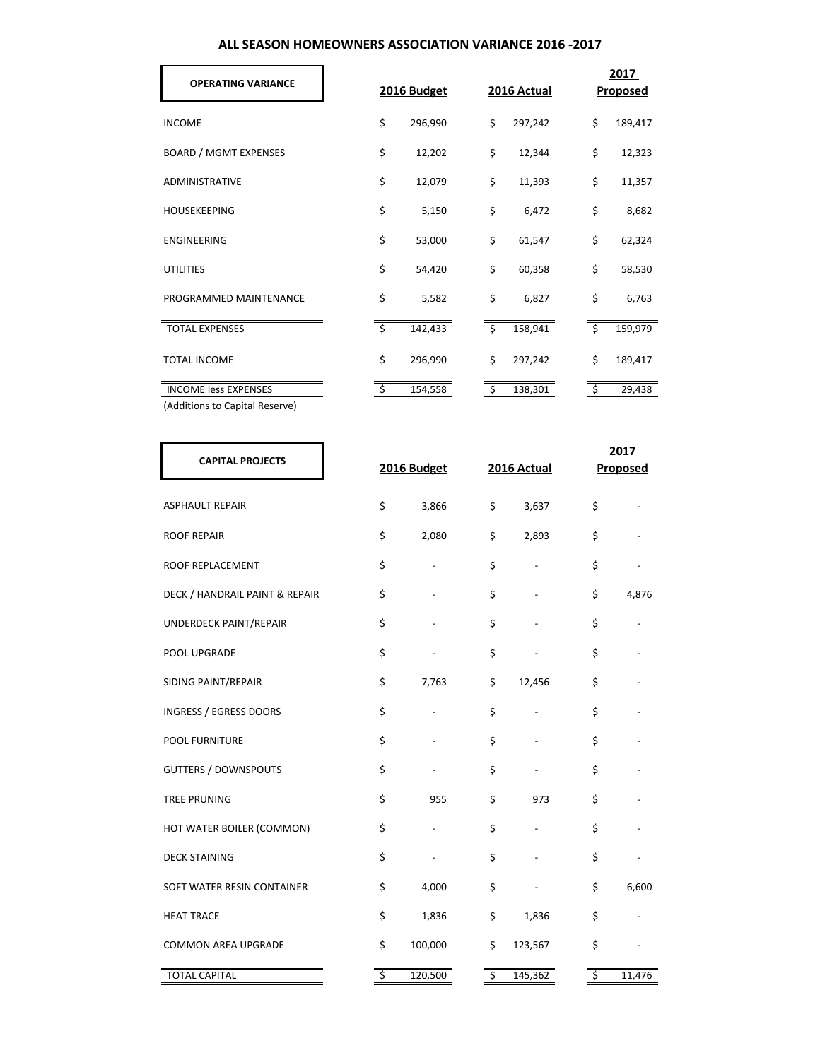# ALL SEASON HOMEOWNERS ASSOCIATION VARIANCE 2016 -2017

| OPERATING VARIANCE | 2016 Budget | 2016 Actual | 2017 Proposed |
|---|---|---|---|
| INCOME | $ 296,990 | $ 297,242 | $ 189,417 |
| BOARD / MGMT EXPENSES | $ 12,202 | $ 12,344 | $ 12,323 |
| ADMINISTRATIVE | $ 12,079 | $ 11,393 | $ 11,357 |
| HOUSEKEEPING | $ 5,150 | $ 6,472 | $ 8,682 |
| ENGINEERING | $ 53,000 | $ 61,547 | $ 62,324 |
| UTILITIES | $ 54,420 | $ 60,358 | $ 58,530 |
| PROGRAMMED MAINTENANCE | $ 5,582 | $ 6,827 | $ 6,763 |
| TOTAL EXPENSES | $ 142,433 | $ 158,941 | $ 159,979 |
| TOTAL INCOME | $ 296,990 | $ 297,242 | $ 189,417 |
| INCOME less EXPENSES (Additions to Capital Reserve) | $ 154,558 | $ 138,301 | $ 29,438 |

| CAPITAL PROJECTS | 2016 Budget | 2016 Actual | 2017 Proposed |
|---|---|---|---|
| ASPHAULT REPAIR | $ 3,866 | $ 3,637 | $ - |
| ROOF REPAIR | $ 2,080 | $ 2,893 | $ - |
| ROOF REPLACEMENT | $ - | $ - | $ - |
| DECK / HANDRAIL PAINT & REPAIR | $ - | $ - | $ 4,876 |
| UNDERDECK PAINT/REPAIR | $ - | $ - | $ - |
| POOL UPGRADE | $ - | $ - | $ - |
| SIDING PAINT/REPAIR | $ 7,763 | $ 12,456 | $ - |
| INGRESS / EGRESS DOORS | $ - | $ - | $ - |
| POOL FURNITURE | $ - | $ - | $ - |
| GUTTERS / DOWNSPOUTS | $ - | $ - | $ - |
| TREE PRUNING | $ 955 | $ 973 | $ - |
| HOT WATER BOILER (COMMON) | $ - | $ - | $ - |
| DECK STAINING | $ - | $ - | $ - |
| SOFT WATER RESIN CONTAINER | $ 4,000 | $ - | $ 6,600 |
| HEAT TRACE | $ 1,836 | $ 1,836 | $ - |
| COMMON AREA UPGRADE | $ 100,000 | $ 123,567 | $ - |
| TOTAL CAPITAL | $ 120,500 | $ 145,362 | $ 11,476 |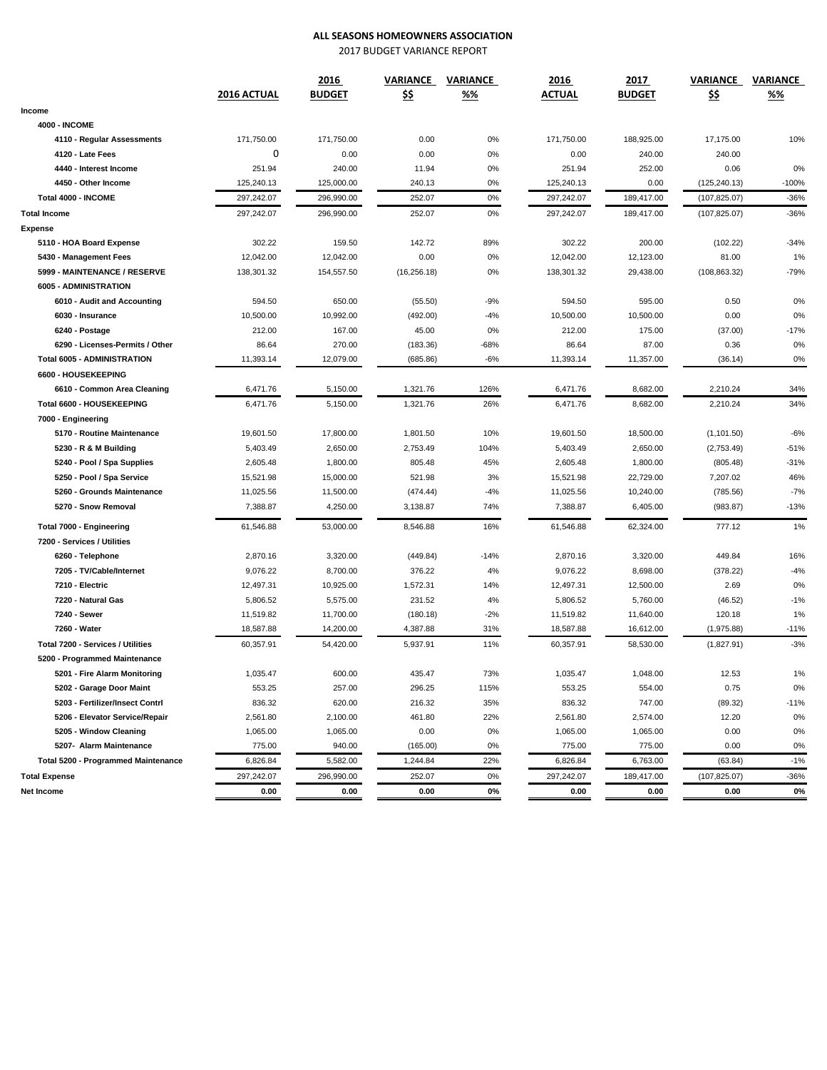# ALL SEASONS HOMEOWNERS ASSOCIATION

2017 BUDGET VARIANCE REPORT

| | 2016 ACTUAL | 2016 BUDGET | VARIANCE $$ | VARIANCE %% | 2016 ACTUAL | 2017 BUDGET | VARIANCE $$ | VARIANCE %% |
|---|---|---|---|---|---|---|---|---|
| **Income** | | | | | | | | |
| **4000 - INCOME** | | | | | | | | |
| **4110 - Regular Assessments** | 171,750.00 | 171,750.00 | 0.00 | 0% | 171,750.00 | 188,925.00 | 17,175.00 | 10% |
| **4120 - Late Fees** | 0 | 0.00 | 0.00 | 0% | 0.00 | 240.00 | 240.00 | |
| **4440 - Interest Income** | 251.94 | 240.00 | 11.94 | 0% | 251.94 | 252.00 | 0.06 | 0% |
| **4450 - Other Income** | 125,240.13 | 125,000.00 | 240.13 | 0% | 125,240.13 | 0.00 | (125,240.13) | -100% |
| **Total 4000 - INCOME** | 297,242.07 | 296,990.00 | 252.07 | 0% | 297,242.07 | 189,417.00 | (107,825.07) | -36% |
| **Total Income** | 297,242.07 | 296,990.00 | 252.07 | 0% | 297,242.07 | 189,417.00 | (107,825.07) | -36% |
| **Expense** | | | | | | | | |
| **5110 - HOA Board Expense** | 302.22 | 159.50 | 142.72 | 89% | 302.22 | 200.00 | (102.22) | -34% |
| **5430 - Management Fees** | 12,042.00 | 12,042.00 | 0.00 | 0% | 12,042.00 | 12,123.00 | 81.00 | 1% |
| **5999 - MAINTENANCE / RESERVE** | 138,301.32 | 154,557.50 | (16,256.18) | 0% | 138,301.32 | 29,438.00 | (108,863.32) | -79% |
| **6005 - ADMINISTRATION** | | | | | | | | |
| **6010 - Audit and Accounting** | 594.50 | 650.00 | (55.50) | -9% | 594.50 | 595.00 | 0.50 | 0% |
| **6030 - Insurance** | 10,500.00 | 10,992.00 | (492.00) | -4% | 10,500.00 | 10,500.00 | 0.00 | 0% |
| **6240 - Postage** | 212.00 | 167.00 | 45.00 | 0% | 212.00 | 175.00 | (37.00) | -17% |
| **6290 - Licenses-Permits / Other** | 86.64 | 270.00 | (183.36) | -68% | 86.64 | 87.00 | 0.36 | 0% |
| **Total 6005 - ADMINISTRATION** | 11,393.14 | 12,079.00 | (685.86) | -6% | 11,393.14 | 11,357.00 | (36.14) | 0% |
| **6600 - HOUSEKEEPING** | | | | | | | | |
| **6610 - Common Area Cleaning** | 6,471.76 | 5,150.00 | 1,321.76 | 126% | 6,471.76 | 8,682.00 | 2,210.24 | 34% |
| **Total 6600 - HOUSEKEEPING** | 6,471.76 | 5,150.00 | 1,321.76 | 26% | 6,471.76 | 8,682.00 | 2,210.24 | 34% |
| **7000 - Engineering** | | | | | | | | |
| **5170 - Routine Maintenance** | 19,601.50 | 17,800.00 | 1,801.50 | 10% | 19,601.50 | 18,500.00 | (1,101.50) | -6% |
| **5230 - R & M Building** | 5,403.49 | 2,650.00 | 2,753.49 | 104% | 5,403.49 | 2,650.00 | (2,753.49) | -51% |
| **5240 - Pool / Spa Supplies** | 2,605.48 | 1,800.00 | 805.48 | 45% | 2,605.48 | 1,800.00 | (805.48) | -31% |
| **5250 - Pool / Spa Service** | 15,521.98 | 15,000.00 | 521.98 | 3% | 15,521.98 | 22,729.00 | 7,207.02 | 46% |
| **5260 - Grounds Maintenance** | 11,025.56 | 11,500.00 | (474.44) | -4% | 11,025.56 | 10,240.00 | (785.56) | -7% |
| **5270 - Snow Removal** | 7,388.87 | 4,250.00 | 3,138.87 | 74% | 7,388.87 | 6,405.00 | (983.87) | -13% |
| **Total 7000 - Engineering** | 61,546.88 | 53,000.00 | 8,546.88 | 16% | 61,546.88 | 62,324.00 | 777.12 | 1% |
| **7200 - Services / Utilities** | | | | | | | | |
| **6260 - Telephone** | 2,870.16 | 3,320.00 | (449.84) | -14% | 2,870.16 | 3,320.00 | 449.84 | 16% |
| **7205 - TV/Cable/Internet** | 9,076.22 | 8,700.00 | 376.22 | 4% | 9,076.22 | 8,698.00 | (378.22) | -4% |
| **7210 - Electric** | 12,497.31 | 10,925.00 | 1,572.31 | 14% | 12,497.31 | 12,500.00 | 2.69 | 0% |
| **7220 - Natural Gas** | 5,806.52 | 5,575.00 | 231.52 | 4% | 5,806.52 | 5,760.00 | (46.52) | -1% |
| **7240 - Sewer** | 11,519.82 | 11,700.00 | (180.18) | -2% | 11,519.82 | 11,640.00 | 120.18 | 1% |
| **7260 - Water** | 18,587.88 | 14,200.00 | 4,387.88 | 31% | 18,587.88 | 16,612.00 | (1,975.88) | -11% |
| **Total 7200 - Services / Utilities** | 60,357.91 | 54,420.00 | 5,937.91 | 11% | 60,357.91 | 58,530.00 | (1,827.91) | -3% |
| **5200 - Programmed Maintenance** | | | | | | | | |
| **5201 - Fire Alarm Monitoring** | 1,035.47 | 600.00 | 435.47 | 73% | 1,035.47 | 1,048.00 | 12.53 | 1% |
| **5202 - Garage Door Maint** | 553.25 | 257.00 | 296.25 | 115% | 553.25 | 554.00 | 0.75 | 0% |
| **5203 - Fertilizer/Insect Contrl** | 836.32 | 620.00 | 216.32 | 35% | 836.32 | 747.00 | (89.32) | -11% |
| **5206 - Elevator Service/Repair** | 2,561.80 | 2,100.00 | 461.80 | 22% | 2,561.80 | 2,574.00 | 12.20 | 0% |
| **5205 - Window Cleaning** | 1,065.00 | 1,065.00 | 0.00 | 0% | 1,065.00 | 1,065.00 | 0.00 | 0% |
| **5207- Alarm Maintenance** | 775.00 | 940.00 | (165.00) | 0% | 775.00 | 775.00 | 0.00 | 0% |
| **Total 5200 - Programmed Maintenance** | 6,826.84 | 5,582.00 | 1,244.84 | 22% | 6,826.84 | 6,763.00 | (63.84) | -1% |
| **Total Expense** | 297,242.07 | 296,990.00 | 252.07 | 0% | 297,242.07 | 189,417.00 | (107,825.07) | -36% |
| **Net Income** | **0.00** | **0.00** | **0.00** | **0%** | **0.00** | **0.00** | **0.00** | **0%** |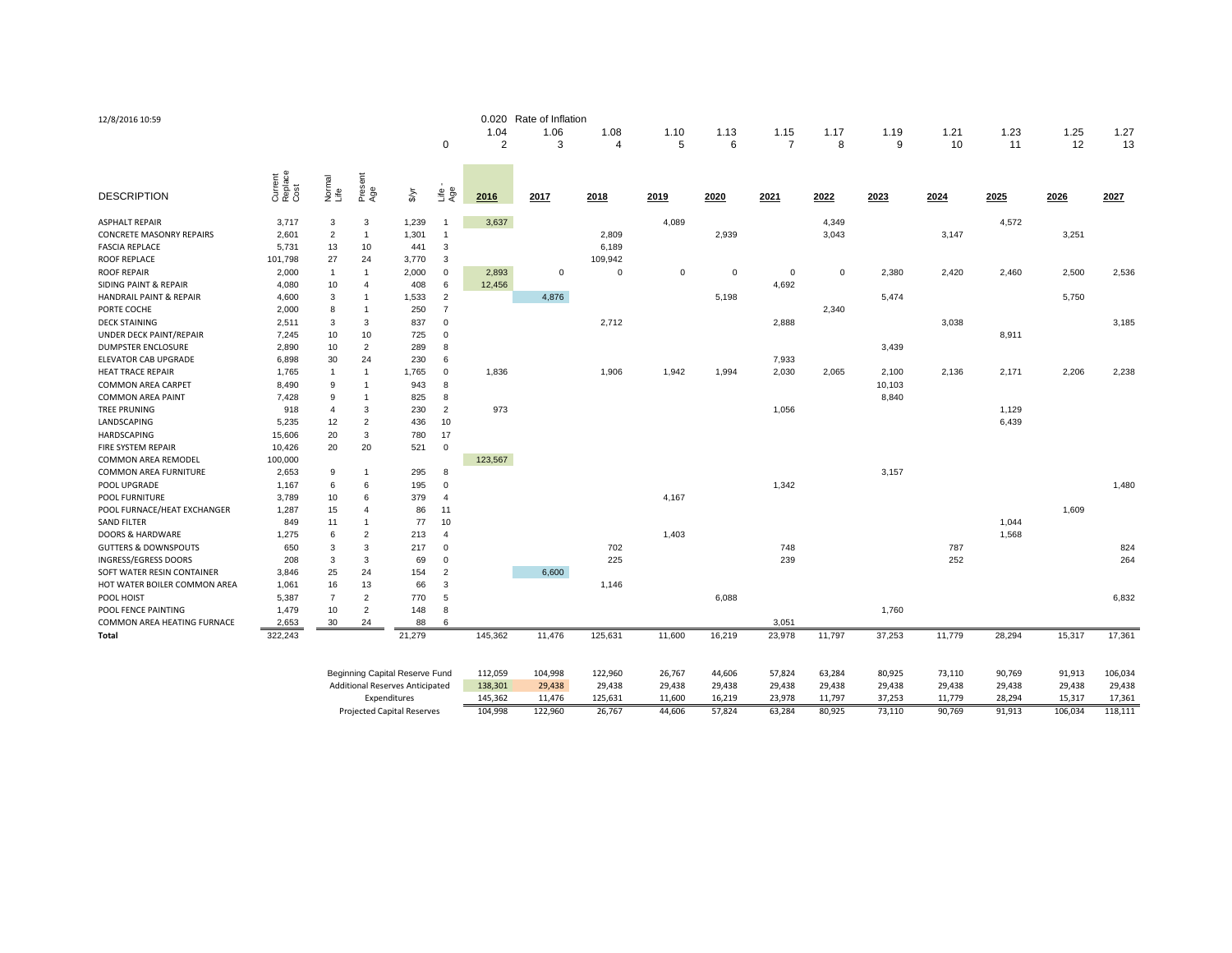12/8/2016 10:59

| DESCRIPTION | Current Replace Cost | Normal Life | Present Age | $/yr | Life - Age | 2016 | 2017 | 2018 | 2019 | 2020 | 2021 | 2022 | 2023 | 2024 | 2025 | 2026 | 2027 |
|---|---|---|---|---|---|---|---|---|---|---|---|---|---|---|---|---|---|
| | | | | | | 0.020 | Rate of Inflation | | | | | | | | | | |
| | | | | | | 1.04 | 1.06 | 1.08 | 1.10 | 1.13 | 1.15 | 1.17 | 1.19 | 1.21 | 1.23 | 1.25 | 1.27 |
| | | | | | 0 | 2 | 3 | 4 | 5 | 6 | 7 | 8 | 9 | 10 | 11 | 12 | 13 |
| ASPHALT REPAIR | 3,717 | 3 | 3 | 1,239 | 1 | 3,637 | | | 4,089 | | | 4,349 | | | 4,572 | | |
| CONCRETE MASONRY REPAIRS | 2,601 | 2 | 1 | 1,301 | 1 | | | 2,809 | | 2,939 | | 3,043 | | 3,147 | | 3,251 | |
| FASCIA REPLACE | 5,731 | 13 | 10 | 441 | 3 | | | 6,189 | | | | | | | | | |
| ROOF REPLACE | 101,798 | 27 | 24 | 3,770 | 3 | | | 109,942 | | | | | | | | | |
| ROOF REPAIR | 2,000 | 1 | 1 | 2,000 | 0 | 2,893 | 0 | 0 | 0 | 0 | 0 | 0 | 2,380 | 2,420 | 2,460 | 2,500 | 2,536 |
| SIDING PAINT & REPAIR | 4,080 | 10 | 4 | 408 | 6 | 12,456 | | | | | 4,692 | | | | | | |
| HANDRAIL PAINT & REPAIR | 4,600 | 3 | 1 | 1,533 | 2 | | 4,876 | | | 5,198 | | | 5,474 | | | 5,750 | |
| PORTE COCHE | 2,000 | 8 | 1 | 250 | 7 | | | | | | | 2,340 | | | | | |
| DECK STAINING | 2,511 | 3 | 3 | 837 | 0 | | | 2,712 | | | 2,888 | | | 3,038 | | | 3,185 |
| UNDER DECK PAINT/REPAIR | 7,245 | 10 | 10 | 725 | 0 | | | | | | | | | | 8,911 | | |
| DUMPSTER ENCLOSURE | 2,890 | 10 | 2 | 289 | 8 | | | | | | | | 3,439 | | | | |
| ELEVATOR CAB UPGRADE | 6,898 | 30 | 24 | 230 | 6 | | | | | | 7,933 | | | | | | |
| HEAT TRACE REPAIR | 1,765 | 1 | 1 | 1,765 | 0 | 1,836 | | 1,906 | 1,942 | 1,994 | 2,030 | 2,065 | 2,100 | 2,136 | 2,171 | 2,206 | 2,238 |
| COMMON AREA CARPET | 8,490 | 9 | 1 | 943 | 8 | | | | | | | | 10,103 | | | | |
| COMMON AREA PAINT | 7,428 | 9 | 1 | 825 | 8 | | | | | | | | 8,840 | | | | |
| TREE PRUNING | 918 | 4 | 3 | 230 | 2 | 973 | | | | | 1,056 | | | | 1,129 | | |
| LANDSCAPING | 5,235 | 12 | 2 | 436 | 10 | | | | | | | | | | 6,439 | | |
| HARDSCAPING | 15,606 | 20 | 3 | 780 | 17 | | | | | | | | | | | | |
| FIRE SYSTEM REPAIR | 10,426 | 20 | 20 | 521 | 0 | | | | | | | | | | | | |
| COMMON AREA REMODEL | 100,000 | | | | | 123,567 | | | | | | | | | | | |
| COMMON AREA FURNITURE | 2,653 | 9 | 1 | 295 | 8 | | | | | | | | 3,157 | | | | |
| POOL UPGRADE | 1,167 | 6 | 6 | 195 | 0 | | | | | | 1,342 | | | | | | 1,480 |
| POOL FURNITURE | 3,789 | 10 | 6 | 379 | 4 | | | | 4,167 | | | | | | | | |
| POOL FURNACE/HEAT EXCHANGER | 1,287 | 15 | 4 | 86 | 11 | | | | | | | | | | | 1,609 | |
| SAND FILTER | 849 | 11 | 1 | 77 | 10 | | | | | | | | | | 1,044 | | |
| DOORS & HARDWARE | 1,275 | 6 | 2 | 213 | 4 | | | | 1,403 | | | | | | 1,568 | | |
| GUTTERS & DOWNSPOUTS | 650 | 3 | 3 | 217 | 0 | | | 702 | | | 748 | | | 787 | | | 824 |
| INGRESS/EGRESS DOORS | 208 | 3 | 3 | 69 | 0 | | | 225 | | | 239 | | | 252 | | | 264 |
| SOFT WATER RESIN CONTAINER | 3,846 | 25 | 24 | 154 | 2 | | 6,600 | | | | | | | | | | |
| HOT WATER BOILER COMMON AREA | 1,061 | 16 | 13 | 66 | 3 | | | 1,146 | | | | | | | | | |
| POOL HOIST | 5,387 | 7 | 2 | 770 | 5 | | | | | 6,088 | | | | | | | 6,832 |
| POOL FENCE PAINTING | 1,479 | 10 | 2 | 148 | 8 | | | | | | | | 1,760 | | | | |
| COMMON AREA HEATING FURNACE | 2,653 | 30 | 24 | 88 | 6 | | | | | | 3,051 | | | | | | |
| **Total** | 322,243 | | | 21,279 | | 145,362 | 11,476 | 125,631 | 11,600 | 16,219 | 23,978 | 11,797 | 37,253 | 11,779 | 28,294 | 15,317 | 17,361 |

| | 2016 | 2017 | 2018 | 2019 | 2020 | 2021 | 2022 | 2023 | 2024 | 2025 | 2026 | 2027 |
|---|---|---|---|---|---|---|---|---|---|---|---|---|
| Beginning Capital Reserve Fund | 112,059 | 104,998 | 122,960 | 26,767 | 44,606 | 57,824 | 63,284 | 80,925 | 73,110 | 90,769 | 91,913 | 106,034 |
| Additional Reserves Anticipated | 138,301 | 29,438 | 29,438 | 29,438 | 29,438 | 29,438 | 29,438 | 29,438 | 29,438 | 29,438 | 29,438 | 29,438 |
| Expenditures | 145,362 | 11,476 | 125,631 | 11,600 | 16,219 | 23,978 | 11,797 | 37,253 | 11,779 | 28,294 | 15,317 | 17,361 |
| Projected Capital Reserves | 104,998 | 122,960 | 26,767 | 44,606 | 57,824 | 63,284 | 80,925 | 73,110 | 90,769 | 91,913 | 106,034 | 118,111 |